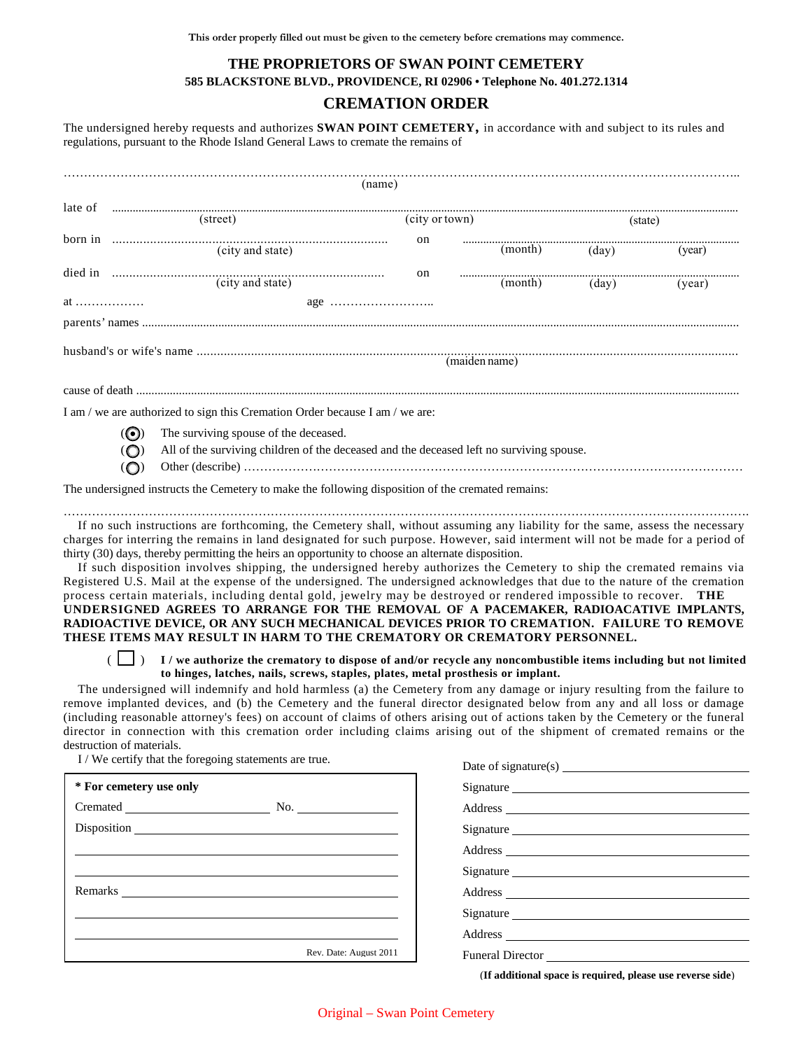This order properly filled out must be given to the cemetery before cremations may commence.

# THE PROPRIETORS OF SWAN POINT CEMETERY

**585 BLACKSTONE BLVD., PROVIDENCE, RI 02906 • Telephone No. 401.272.1314**

## CREMATION ORDER

The undersigned hereby requests and authorizes **SWAN POINT CEMETERY,** in accordance with and subject to its rules and regulations, pursuant to the Rhode Island General Laws to cremate the remains of

.................................................................................................................................................
(name)

late of ................................................................................................................................
(street) (city or town) (state)

born in ........................................................ on ........................................................
(city and state) (month) (day) (year)

died in ........................................................ on ........................................................
(city and state) (month) (day) (year)

at ................. age ..........................

parents' names ..............................................................................................................

husband's or wife's name ..............................................................................................
(maiden name)

cause of death ................................................................................................................

I am / we are authorized to sign this Cremation Order because I am / we are:

- (◉) The surviving spouse of the deceased.
- (○) All of the surviving children of the deceased and the deceased left no surviving spouse.
- (○) Other (describe) ..............................................................................................

The undersigned instructs the Cemetery to make the following disposition of the cremated remains:

.................................................................................................................................................

If no such instructions are forthcoming, the Cemetery shall, without assuming any liability for the same, assess the necessary charges for interring the remains in land designated for such purpose. However, said interment will not be made for a period of thirty (30) days, thereby permitting the heirs an opportunity to choose an alternate disposition.

If such disposition involves shipping, the undersigned hereby authorizes the Cemetery to ship the cremated remains via Registered U.S. Mail at the expense of the undersigned. The undersigned acknowledges that due to the nature of the cremation process certain materials, including dental gold, jewelry may be destroyed or rendered impossible to recover. **THE UNDERSIGNED AGREES TO ARRANGE FOR THE REMOVAL OF A PACEMAKER, RADIOACATIVE IMPLANTS, RADIOACTIVE DEVICE, OR ANY SUCH MECHANICAL DEVICES PRIOR TO CREMATION. FAILURE TO REMOVE THESE ITEMS MAY RESULT IN HARM TO THE CREMATORY OR CREMATORY PERSONNEL.**

( ☐ ) **I / we authorize the crematory to dispose of and/or recycle any noncombustible items including but not limited to hinges, latches, nails, screws, staples, plates, metal prosthesis or implant.**

The undersigned will indemnify and hold harmless (a) the Cemetery from any damage or injury resulting from the failure to remove implanted devices, and (b) the Cemetery and the funeral director designated below from any and all loss or damage (including reasonable attorney's fees) on account of claims of others arising out of actions taken by the Cemetery or the funeral director in connection with this cremation order including claims arising out of the shipment of cremated remains or the destruction of materials.

I / We certify that the foregoing statements are true.

Date of signature(s) ____________________

Signature ____________________

Address ____________________

Signature ____________________

Address ____________________

Signature ____________________

Address ____________________

Signature ____________________

Address ____________________

Funeral Director ____________________

**(If additional space is required, please use reverse side)**

**\* For cemetery use only**

Cremated ____________ No. ____________

Disposition ____________________

____________________

____________________

Remarks ____________________

____________________

____________________

Rev. Date: August 2011

Original – Swan Point Cemetery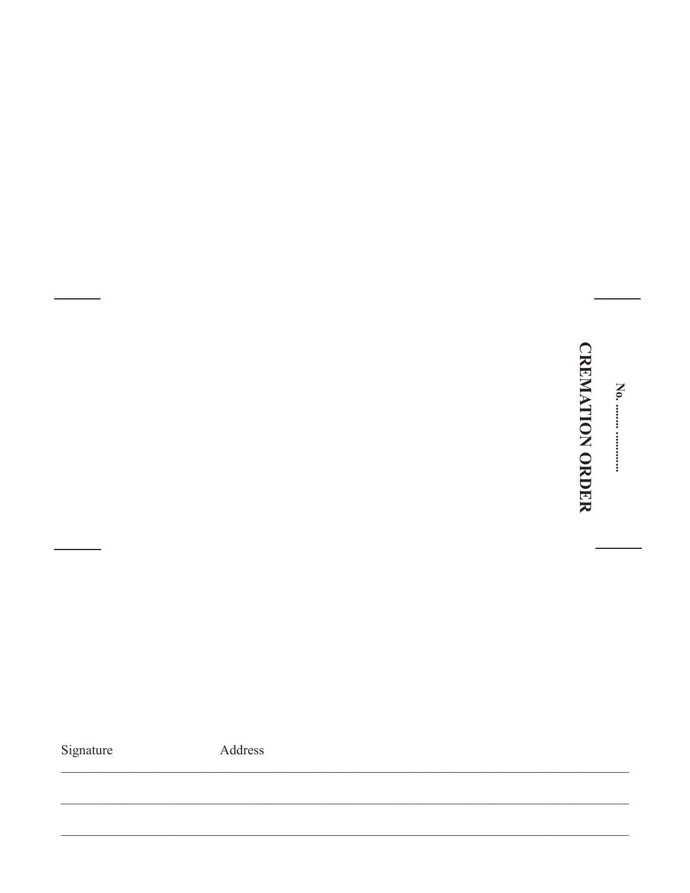# CREMATION ORDER

No. ....... ..........

| Signature | Address |
|---|---|
| | |
| | |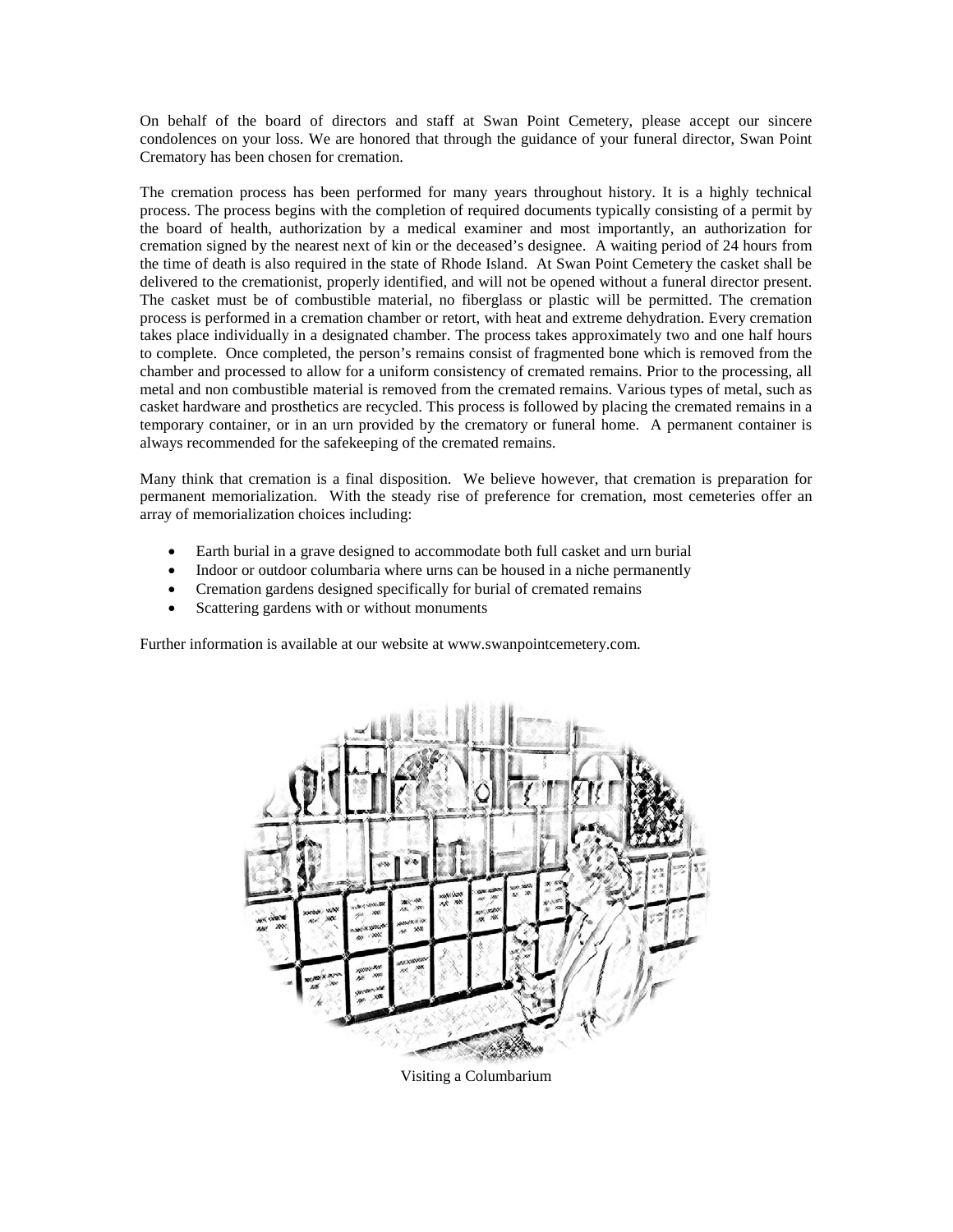On behalf of the board of directors and staff at Swan Point Cemetery, please accept our sincere condolences on your loss. We are honored that through the guidance of your funeral director, Swan Point Crematory has been chosen for cremation.

The cremation process has been performed for many years throughout history. It is a highly technical process. The process begins with the completion of required documents typically consisting of a permit by the board of health, authorization by a medical examiner and most importantly, an authorization for cremation signed by the nearest next of kin or the deceased's designee. A waiting period of 24 hours from the time of death is also required in the state of Rhode Island. At Swan Point Cemetery the casket shall be delivered to the cremationist, properly identified, and will not be opened without a funeral director present. The casket must be of combustible material, no fiberglass or plastic will be permitted. The cremation process is performed in a cremation chamber or retort, with heat and extreme dehydration. Every cremation takes place individually in a designated chamber. The process takes approximately two and one half hours to complete. Once completed, the person's remains consist of fragmented bone which is removed from the chamber and processed to allow for a uniform consistency of cremated remains. Prior to the processing, all metal and non combustible material is removed from the cremated remains. Various types of metal, such as casket hardware and prosthetics are recycled. This process is followed by placing the cremated remains in a temporary container, or in an urn provided by the crematory or funeral home. A permanent container is always recommended for the safekeeping of the cremated remains.

Many think that cremation is a final disposition. We believe however, that cremation is preparation for permanent memorialization. With the steady rise of preference for cremation, most cemeteries offer an array of memorialization choices including:

- Earth burial in a grave designed to accommodate both full casket and urn burial
- Indoor or outdoor columbaria where urns can be housed in a niche permanently
- Cremation gardens designed specifically for burial of cremated remains
- Scattering gardens with or without monuments

Further information is available at our website at www.swanpointcemetery.com.

Visiting a Columbarium